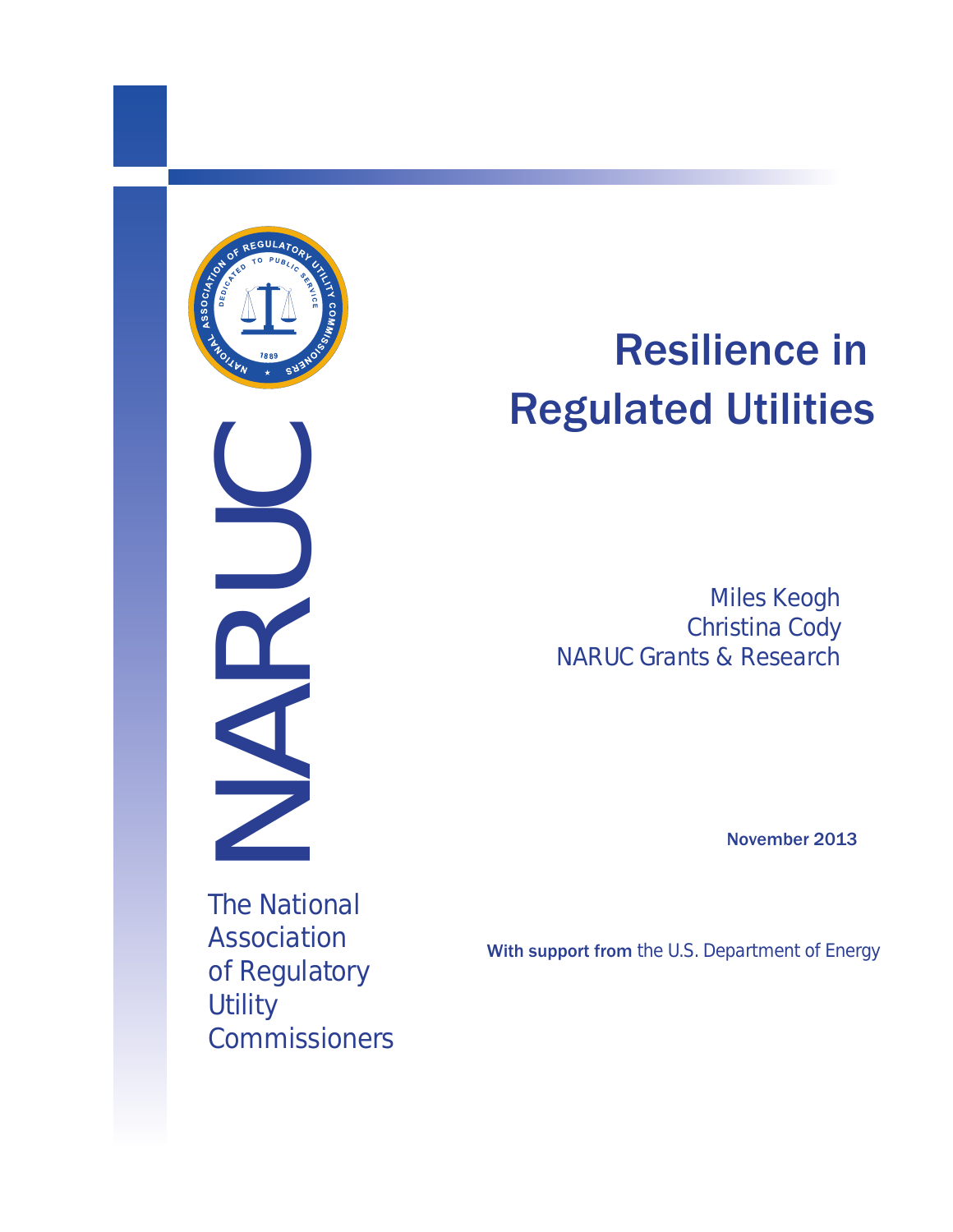# Resilience in Regulated Utilities

Miles Keogh
Christina Cody
NARUC Grants & Research

November 2013

NARUC

The National Association of Regulatory Utility Commissioners

**With support from** the U.S. Department of Energy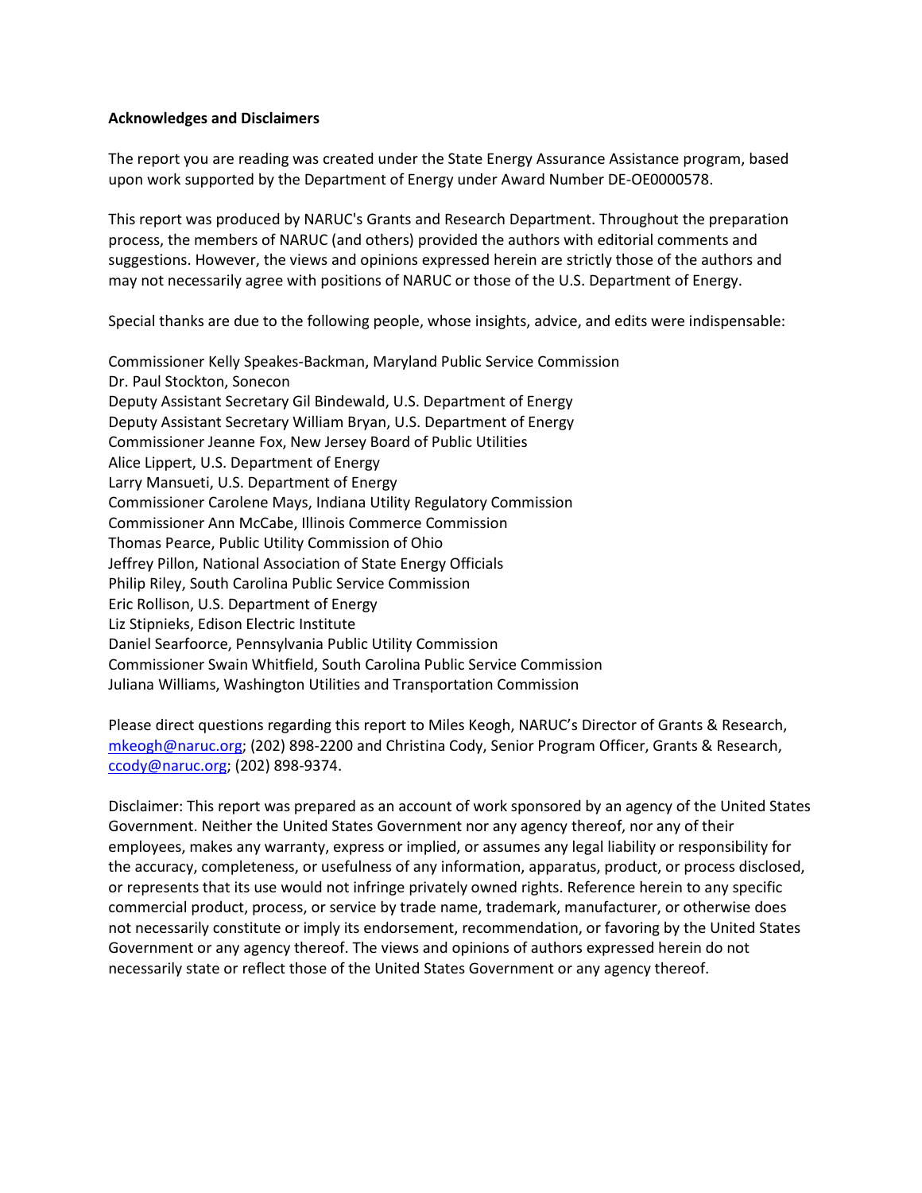**Acknowledges and Disclaimers**

The report you are reading was created under the State Energy Assurance Assistance program, based upon work supported by the Department of Energy under Award Number DE-OE0000578.

This report was produced by NARUC's Grants and Research Department. Throughout the preparation process, the members of NARUC (and others) provided the authors with editorial comments and suggestions. However, the views and opinions expressed herein are strictly those of the authors and may not necessarily agree with positions of NARUC or those of the U.S. Department of Energy.

Special thanks are due to the following people, whose insights, advice, and edits were indispensable:

Commissioner Kelly Speakes-Backman, Maryland Public Service Commission
Dr. Paul Stockton, Sonecon
Deputy Assistant Secretary Gil Bindewald, U.S. Department of Energy
Deputy Assistant Secretary William Bryan, U.S. Department of Energy
Commissioner Jeanne Fox, New Jersey Board of Public Utilities
Alice Lippert, U.S. Department of Energy
Larry Mansueti, U.S. Department of Energy
Commissioner Carolene Mays, Indiana Utility Regulatory Commission
Commissioner Ann McCabe, Illinois Commerce Commission
Thomas Pearce, Public Utility Commission of Ohio
Jeffrey Pillon, National Association of State Energy Officials
Philip Riley, South Carolina Public Service Commission
Eric Rollison, U.S. Department of Energy
Liz Stipnieks, Edison Electric Institute
Daniel Searfoorce, Pennsylvania Public Utility Commission
Commissioner Swain Whitfield, South Carolina Public Service Commission
Juliana Williams, Washington Utilities and Transportation Commission

Please direct questions regarding this report to Miles Keogh, NARUC's Director of Grants & Research, mkeogh@naruc.org; (202) 898-2200 and Christina Cody, Senior Program Officer, Grants & Research, ccody@naruc.org; (202) 898-9374.

Disclaimer: This report was prepared as an account of work sponsored by an agency of the United States Government. Neither the United States Government nor any agency thereof, nor any of their employees, makes any warranty, express or implied, or assumes any legal liability or responsibility for the accuracy, completeness, or usefulness of any information, apparatus, product, or process disclosed, or represents that its use would not infringe privately owned rights. Reference herein to any specific commercial product, process, or service by trade name, trademark, manufacturer, or otherwise does not necessarily constitute or imply its endorsement, recommendation, or favoring by the United States Government or any agency thereof. The views and opinions of authors expressed herein do not necessarily state or reflect those of the United States Government or any agency thereof.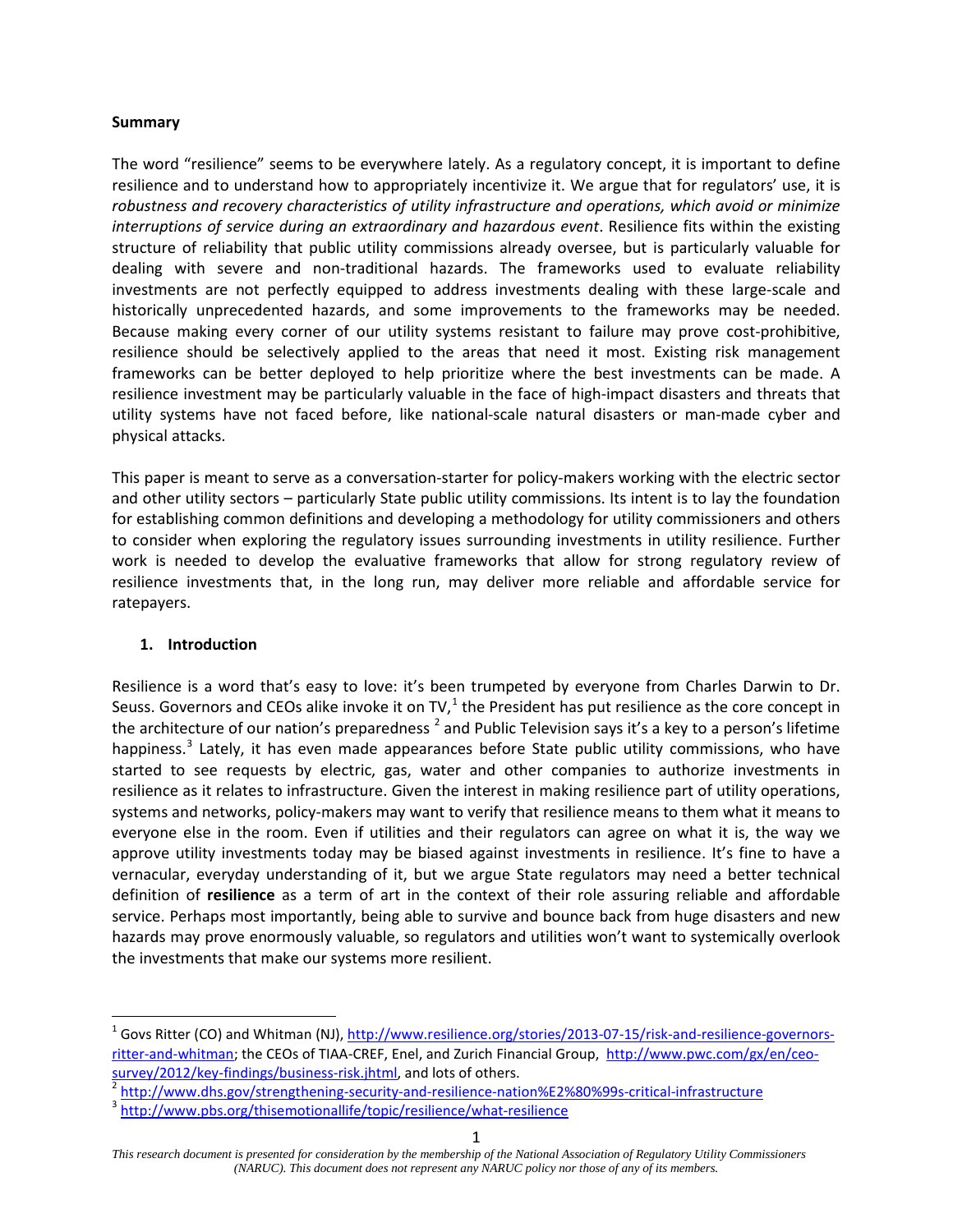**Summary**

The word "resilience" seems to be everywhere lately. As a regulatory concept, it is important to define resilience and to understand how to appropriately incentivize it. We argue that for regulators' use, it is *robustness and recovery characteristics of utility infrastructure and operations, which avoid or minimize interruptions of service during an extraordinary and hazardous event*. Resilience fits within the existing structure of reliability that public utility commissions already oversee, but is particularly valuable for dealing with severe and non-traditional hazards. The frameworks used to evaluate reliability investments are not perfectly equipped to address investments dealing with these large-scale and historically unprecedented hazards, and some improvements to the frameworks may be needed. Because making every corner of our utility systems resistant to failure may prove cost-prohibitive, resilience should be selectively applied to the areas that need it most. Existing risk management frameworks can be better deployed to help prioritize where the best investments can be made. A resilience investment may be particularly valuable in the face of high-impact disasters and threats that utility systems have not faced before, like national-scale natural disasters or man-made cyber and physical attacks.

This paper is meant to serve as a conversation-starter for policy-makers working with the electric sector and other utility sectors – particularly State public utility commissions. Its intent is to lay the foundation for establishing common definitions and developing a methodology for utility commissioners and others to consider when exploring the regulatory issues surrounding investments in utility resilience. Further work is needed to develop the evaluative frameworks that allow for strong regulatory review of resilience investments that, in the long run, may deliver more reliable and affordable service for ratepayers.

## 1. Introduction

Resilience is a word that's easy to love: it's been trumpeted by everyone from Charles Darwin to Dr. Seuss. Governors and CEOs alike invoke it on TV,[1] the President has put resilience as the core concept in the architecture of our nation's preparedness [2] and Public Television says it's a key to a person's lifetime happiness.[3] Lately, it has even made appearances before State public utility commissions, who have started to see requests by electric, gas, water and other companies to authorize investments in resilience as it relates to infrastructure. Given the interest in making resilience part of utility operations, systems and networks, policy-makers may want to verify that resilience means to them what it means to everyone else in the room. Even if utilities and their regulators can agree on what it is, the way we approve utility investments today may be biased against investments in resilience. It's fine to have a vernacular, everyday understanding of it, but we argue State regulators may need a better technical definition of **resilience** as a term of art in the context of their role assuring reliable and affordable service. Perhaps most importantly, being able to survive and bounce back from huge disasters and new hazards may prove enormously valuable, so regulators and utilities won't want to systemically overlook the investments that make our systems more resilient.

---

[1] Govs Ritter (CO) and Whitman (NJ), http://www.resilience.org/stories/2013-07-15/risk-and-resilience-governors-ritter-and-whitman; the CEOs of TIAA-CREF, Enel, and Zurich Financial Group, http://www.pwc.com/gx/en/ceo-survey/2012/key-findings/business-risk.jhtml, and lots of others.

[2] http://www.dhs.gov/strengthening-security-and-resilience-nation%E2%80%99s-critical-infrastructure

[3] http://www.pbs.org/thisemotionallife/topic/resilience/what-resilience

*This research document is presented for consideration by the membership of the National Association of Regulatory Utility Commissioners (NARUC). This document does not represent any NARUC policy nor those of any of its members.*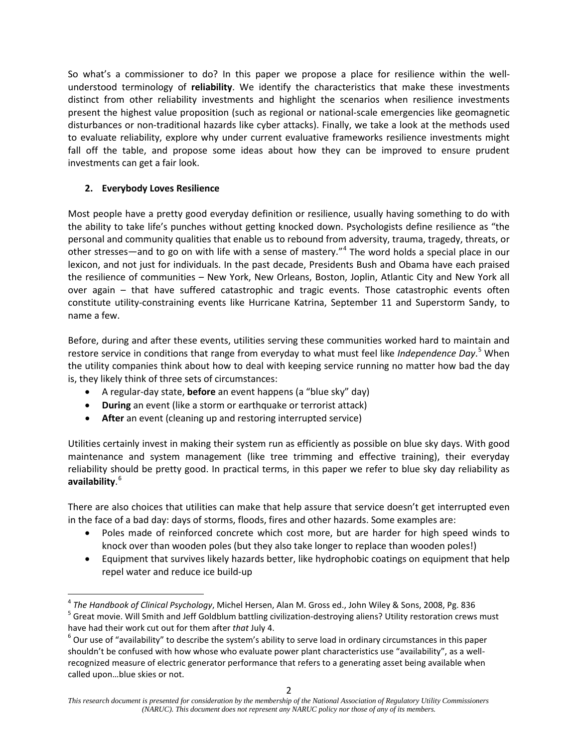So what's a commissioner to do? In this paper we propose a place for resilience within the well-understood terminology of **reliability**. We identify the characteristics that make these investments distinct from other reliability investments and highlight the scenarios when resilience investments present the highest value proposition (such as regional or national-scale emergencies like geomagnetic disturbances or non-traditional hazards like cyber attacks). Finally, we take a look at the methods used to evaluate reliability, explore why under current evaluative frameworks resilience investments might fall off the table, and propose some ideas about how they can be improved to ensure prudent investments can get a fair look.

## 2. Everybody Loves Resilience

Most people have a pretty good everyday definition or resilience, usually having something to do with the ability to take life's punches without getting knocked down. Psychologists define resilience as "the personal and community qualities that enable us to rebound from adversity, trauma, tragedy, threats, or other stresses—and to go on with life with a sense of mastery."[4] The word holds a special place in our lexicon, and not just for individuals. In the past decade, Presidents Bush and Obama have each praised the resilience of communities – New York, New Orleans, Boston, Joplin, Atlantic City and New York all over again – that have suffered catastrophic and tragic events. Those catastrophic events often constitute utility-constraining events like Hurricane Katrina, September 11 and Superstorm Sandy, to name a few.

Before, during and after these events, utilities serving these communities worked hard to maintain and restore service in conditions that range from everyday to what must feel like *Independence Day*.[5] When the utility companies think about how to deal with keeping service running no matter how bad the day is, they likely think of three sets of circumstances:

- A regular-day state, **before** an event happens (a "blue sky" day)
- **During** an event (like a storm or earthquake or terrorist attack)
- **After** an event (cleaning up and restoring interrupted service)

Utilities certainly invest in making their system run as efficiently as possible on blue sky days. With good maintenance and system management (like tree trimming and effective training), their everyday reliability should be pretty good. In practical terms, in this paper we refer to blue sky day reliability as **availability**.[6]

There are also choices that utilities can make that help assure that service doesn't get interrupted even in the face of a bad day: days of storms, floods, fires and other hazards. Some examples are:

- Poles made of reinforced concrete which cost more, but are harder for high speed winds to knock over than wooden poles (but they also take longer to replace than wooden poles!)
- Equipment that survives likely hazards better, like hydrophobic coatings on equipment that help repel water and reduce ice build-up

---

[4] *The Handbook of Clinical Psychology*, Michel Hersen, Alan M. Gross ed., John Wiley & Sons, 2008, Pg. 836

[5] Great movie. Will Smith and Jeff Goldblum battling civilization-destroying aliens? Utility restoration crews must have had their work cut out for them after *that* July 4.

[6] Our use of "availability" to describe the system's ability to serve load in ordinary circumstances in this paper shouldn't be confused with how whose who evaluate power plant characteristics use "availability", as a well-recognized measure of electric generator performance that refers to a generating asset being available when called upon…blue skies or not.

*This research document is presented for consideration by the membership of the National Association of Regulatory Utility Commissioners (NARUC). This document does not represent any NARUC policy nor those of any of its members.*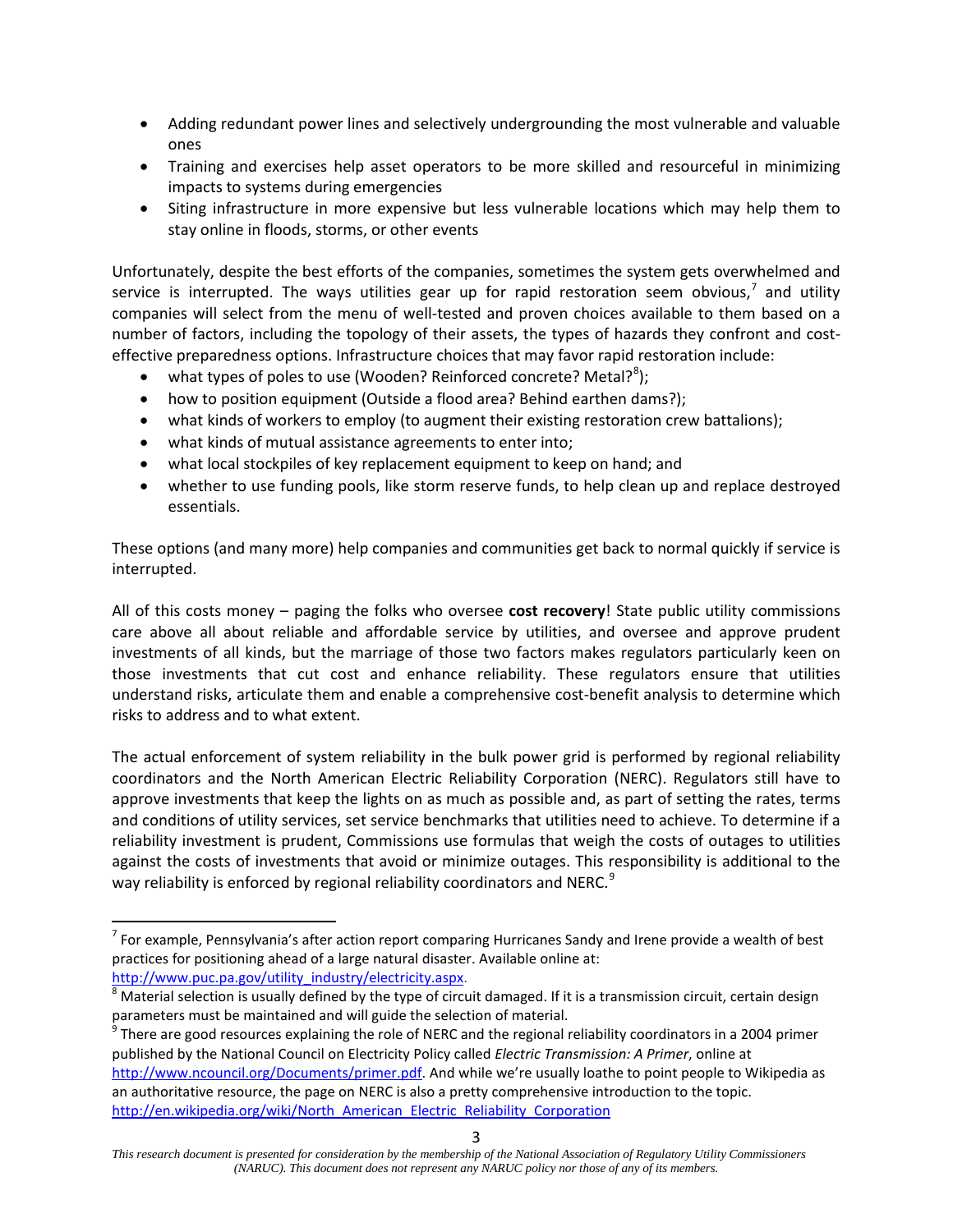- Adding redundant power lines and selectively undergrounding the most vulnerable and valuable ones
- Training and exercises help asset operators to be more skilled and resourceful in minimizing impacts to systems during emergencies
- Siting infrastructure in more expensive but less vulnerable locations which may help them to stay online in floods, storms, or other events

Unfortunately, despite the best efforts of the companies, sometimes the system gets overwhelmed and service is interrupted. The ways utilities gear up for rapid restoration seem obvious,[7] and utility companies will select from the menu of well-tested and proven choices available to them based on a number of factors, including the topology of their assets, the types of hazards they confront and cost-effective preparedness options. Infrastructure choices that may favor rapid restoration include:

- what types of poles to use (Wooden? Reinforced concrete? Metal?[8]);
- how to position equipment (Outside a flood area? Behind earthen dams?);
- what kinds of workers to employ (to augment their existing restoration crew battalions);
- what kinds of mutual assistance agreements to enter into;
- what local stockpiles of key replacement equipment to keep on hand; and
- whether to use funding pools, like storm reserve funds, to help clean up and replace destroyed essentials.

These options (and many more) help companies and communities get back to normal quickly if service is interrupted.

All of this costs money – paging the folks who oversee **cost recovery**! State public utility commissions care above all about reliable and affordable service by utilities, and oversee and approve prudent investments of all kinds, but the marriage of those two factors makes regulators particularly keen on those investments that cut cost and enhance reliability. These regulators ensure that utilities understand risks, articulate them and enable a comprehensive cost-benefit analysis to determine which risks to address and to what extent.

The actual enforcement of system reliability in the bulk power grid is performed by regional reliability coordinators and the North American Electric Reliability Corporation (NERC). Regulators still have to approve investments that keep the lights on as much as possible and, as part of setting the rates, terms and conditions of utility services, set service benchmarks that utilities need to achieve. To determine if a reliability investment is prudent, Commissions use formulas that weigh the costs of outages to utilities against the costs of investments that avoid or minimize outages. This responsibility is additional to the way reliability is enforced by regional reliability coordinators and NERC.[9]

---

[7] For example, Pennsylvania's after action report comparing Hurricanes Sandy and Irene provide a wealth of best practices for positioning ahead of a large natural disaster. Available online at: http://www.puc.pa.gov/utility_industry/electricity.aspx.

[8] Material selection is usually defined by the type of circuit damaged. If it is a transmission circuit, certain design parameters must be maintained and will guide the selection of material.

[9] There are good resources explaining the role of NERC and the regional reliability coordinators in a 2004 primer published by the National Council on Electricity Policy called *Electric Transmission: A Primer*, online at http://www.ncouncil.org/Documents/primer.pdf. And while we're usually loathe to point people to Wikipedia as an authoritative resource, the page on NERC is also a pretty comprehensive introduction to the topic. http://en.wikipedia.org/wiki/North_American_Electric_Reliability_Corporation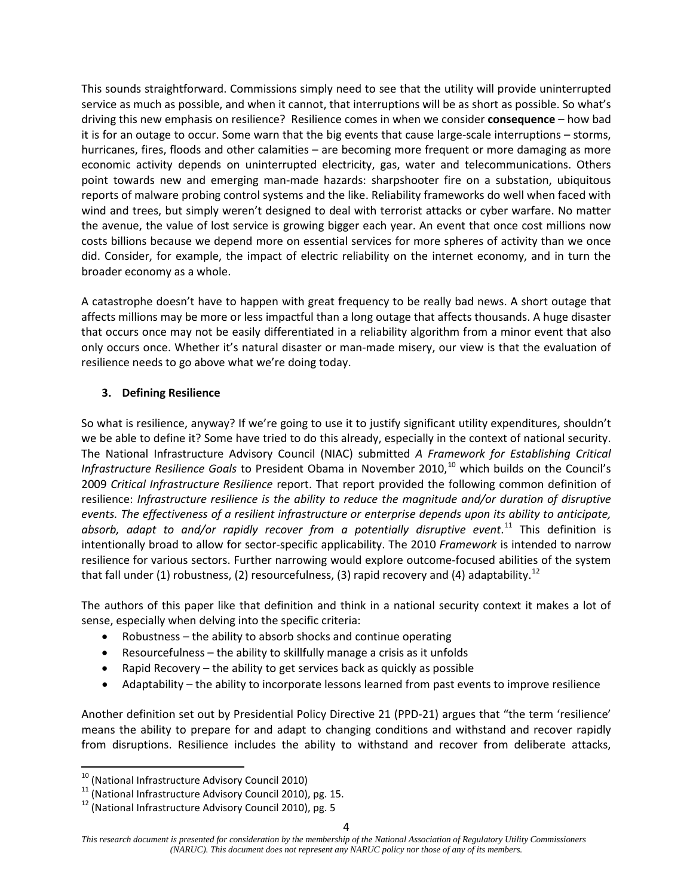This sounds straightforward. Commissions simply need to see that the utility will provide uninterrupted service as much as possible, and when it cannot, that interruptions will be as short as possible. So what's driving this new emphasis on resilience? Resilience comes in when we consider **consequence** – how bad it is for an outage to occur. Some warn that the big events that cause large-scale interruptions – storms, hurricanes, fires, floods and other calamities – are becoming more frequent or more damaging as more economic activity depends on uninterrupted electricity, gas, water and telecommunications. Others point towards new and emerging man-made hazards: sharpshooter fire on a substation, ubiquitous reports of malware probing control systems and the like. Reliability frameworks do well when faced with wind and trees, but simply weren't designed to deal with terrorist attacks or cyber warfare. No matter the avenue, the value of lost service is growing bigger each year. An event that once cost millions now costs billions because we depend more on essential services for more spheres of activity than we once did. Consider, for example, the impact of electric reliability on the internet economy, and in turn the broader economy as a whole.

A catastrophe doesn't have to happen with great frequency to be really bad news. A short outage that affects millions may be more or less impactful than a long outage that affects thousands. A huge disaster that occurs once may not be easily differentiated in a reliability algorithm from a minor event that also only occurs once. Whether it's natural disaster or man-made misery, our view is that the evaluation of resilience needs to go above what we're doing today.

## 3. Defining Resilience

So what is resilience, anyway? If we're going to use it to justify significant utility expenditures, shouldn't we be able to define it? Some have tried to do this already, especially in the context of national security. The National Infrastructure Advisory Council (NIAC) submitted *A Framework for Establishing Critical Infrastructure Resilience Goals* to President Obama in November 2010,[10] which builds on the Council's 2009 *Critical Infrastructure Resilience* report. That report provided the following common definition of resilience: *Infrastructure resilience is the ability to reduce the magnitude and/or duration of disruptive events. The effectiveness of a resilient infrastructure or enterprise depends upon its ability to anticipate, absorb, adapt to and/or rapidly recover from a potentially disruptive event*.[11] This definition is intentionally broad to allow for sector-specific applicability. The 2010 *Framework* is intended to narrow resilience for various sectors. Further narrowing would explore outcome-focused abilities of the system that fall under (1) robustness, (2) resourcefulness, (3) rapid recovery and (4) adaptability.[12]

The authors of this paper like that definition and think in a national security context it makes a lot of sense, especially when delving into the specific criteria:

- Robustness – the ability to absorb shocks and continue operating
- Resourcefulness – the ability to skillfully manage a crisis as it unfolds
- Rapid Recovery – the ability to get services back as quickly as possible
- Adaptability – the ability to incorporate lessons learned from past events to improve resilience

Another definition set out by Presidential Policy Directive 21 (PPD-21) argues that "the term 'resilience' means the ability to prepare for and adapt to changing conditions and withstand and recover rapidly from disruptions. Resilience includes the ability to withstand and recover from deliberate attacks,

[10] (National Infrastructure Advisory Council 2010)

[11] (National Infrastructure Advisory Council 2010), pg. 15.

[12] (National Infrastructure Advisory Council 2010), pg. 5

*This research document is presented for consideration by the membership of the National Association of Regulatory Utility Commissioners (NARUC). This document does not represent any NARUC policy nor those of any of its members.*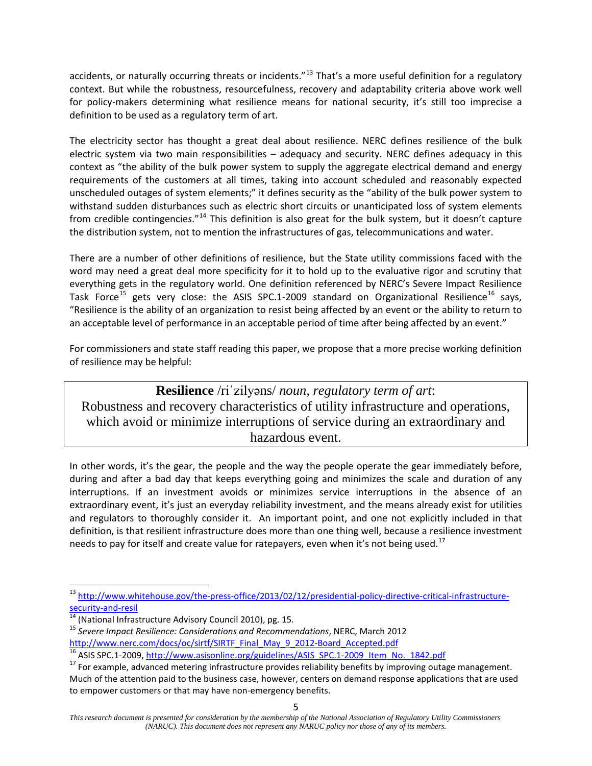accidents, or naturally occurring threats or incidents."[13] That's a more useful definition for a regulatory context. But while the robustness, resourcefulness, recovery and adaptability criteria above work well for policy-makers determining what resilience means for national security, it's still too imprecise a definition to be used as a regulatory term of art.

The electricity sector has thought a great deal about resilience. NERC defines resilience of the bulk electric system via two main responsibilities – adequacy and security. NERC defines adequacy in this context as "the ability of the bulk power system to supply the aggregate electrical demand and energy requirements of the customers at all times, taking into account scheduled and reasonably expected unscheduled outages of system elements;" it defines security as the "ability of the bulk power system to withstand sudden disturbances such as electric short circuits or unanticipated loss of system elements from credible contingencies."[14] This definition is also great for the bulk system, but it doesn't capture the distribution system, not to mention the infrastructures of gas, telecommunications and water.

There are a number of other definitions of resilience, but the State utility commissions faced with the word may need a great deal more specificity for it to hold up to the evaluative rigor and scrutiny that everything gets in the regulatory world. One definition referenced by NERC's Severe Impact Resilience Task Force[15] gets very close: the ASIS SPC.1-2009 standard on Organizational Resilience[16] says, "Resilience is the ability of an organization to resist being affected by an event or the ability to return to an acceptable level of performance in an acceptable period of time after being affected by an event."

For commissioners and state staff reading this paper, we propose that a more precise working definition of resilience may be helpful:

> **Resilience** /riˈzilyəns/ *noun*, *regulatory term of art*:
> Robustness and recovery characteristics of utility infrastructure and operations, which avoid or minimize interruptions of service during an extraordinary and hazardous event.

In other words, it's the gear, the people and the way the people operate the gear immediately before, during and after a bad day that keeps everything going and minimizes the scale and duration of any interruptions. If an investment avoids or minimizes service interruptions in the absence of an extraordinary event, it's just an everyday reliability investment, and the means already exist for utilities and regulators to thoroughly consider it. An important point, and one not explicitly included in that definition, is that resilient infrastructure does more than one thing well, because a resilience investment needs to pay for itself and create value for ratepayers, even when it's not being used.[17]

---

[13] http://www.whitehouse.gov/the-press-office/2013/02/12/presidential-policy-directive-critical-infrastructure-security-and-resil

[14] (National Infrastructure Advisory Council 2010), pg. 15.

[15] *Severe Impact Resilience: Considerations and Recommendations*, NERC, March 2012 http://www.nerc.com/docs/oc/sirtf/SIRTF_Final_May_9_2012-Board_Accepted.pdf

[16] ASIS SPC.1-2009, http://www.asisonline.org/guidelines/ASIS_SPC.1-2009_Item_No._1842.pdf

[17] For example, advanced metering infrastructure provides reliability benefits by improving outage management. Much of the attention paid to the business case, however, centers on demand response applications that are used to empower customers or that may have non-emergency benefits.

*This research document is presented for consideration by the membership of the National Association of Regulatory Utility Commissioners (NARUC). This document does not represent any NARUC policy nor those of any of its members.*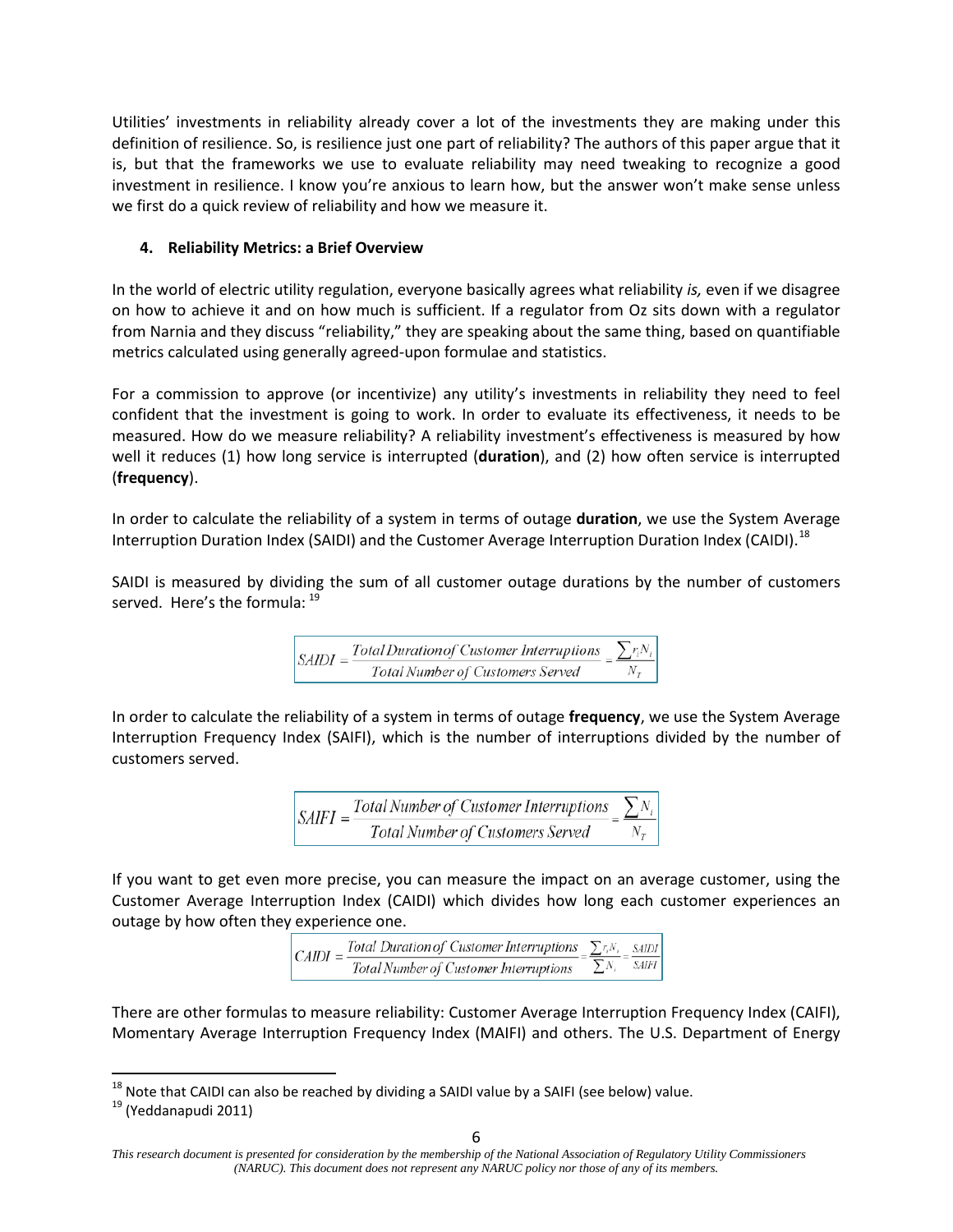Utilities' investments in reliability already cover a lot of the investments they are making under this definition of resilience. So, is resilience just one part of reliability? The authors of this paper argue that it is, but that the frameworks we use to evaluate reliability may need tweaking to recognize a good investment in resilience. I know you're anxious to learn how, but the answer won't make sense unless we first do a quick review of reliability and how we measure it.

#### 4. Reliability Metrics: a Brief Overview

In the world of electric utility regulation, everyone basically agrees what reliability *is,* even if we disagree on how to achieve it and on how much is sufficient. If a regulator from Oz sits down with a regulator from Narnia and they discuss "reliability," they are speaking about the same thing, based on quantifiable metrics calculated using generally agreed-upon formulae and statistics.

For a commission to approve (or incentivize) any utility's investments in reliability they need to feel confident that the investment is going to work. In order to evaluate its effectiveness, it needs to be measured. How do we measure reliability? A reliability investment's effectiveness is measured by how well it reduces (1) how long service is interrupted (**duration**), and (2) how often service is interrupted (**frequency**).

In order to calculate the reliability of a system in terms of outage **duration**, we use the System Average Interruption Duration Index (SAIDI) and the Customer Average Interruption Duration Index (CAIDI).[18]

SAIDI is measured by dividing the sum of all customer outage durations by the number of customers served. Here's the formula: [19]

$$SAIDI = \frac{Total\ Duration\ of\ Customer\ Interruptions}{Total\ Number\ of\ Customers\ Served} = \frac{\sum r_i N_i}{N_T}$$

In order to calculate the reliability of a system in terms of outage **frequency**, we use the System Average Interruption Frequency Index (SAIFI), which is the number of interruptions divided by the number of customers served.

$$SAIFI = \frac{Total\ Number\ of\ Customer\ Interruptions}{Total\ Number\ of\ Customers\ Served} = \frac{\sum N_i}{N_T}$$

If you want to get even more precise, you can measure the impact on an average customer, using the Customer Average Interruption Index (CAIDI) which divides how long each customer experiences an outage by how often they experience one.

$$CAIDI = \frac{Total\ Duration\ of\ Customer\ Interruptions}{Total\ Number\ of\ Customer\ Interruptions} = \frac{\sum r_i N_i}{\sum N_i} = \frac{SAIDI}{SAIFI}$$

There are other formulas to measure reliability: Customer Average Interruption Frequency Index (CAIFI), Momentary Average Interruption Frequency Index (MAIFI) and others. The U.S. Department of Energy

---

[18] Note that CAIDI can also be reached by dividing a SAIDI value by a SAIFI (see below) value.

[19] (Yeddanapudi 2011)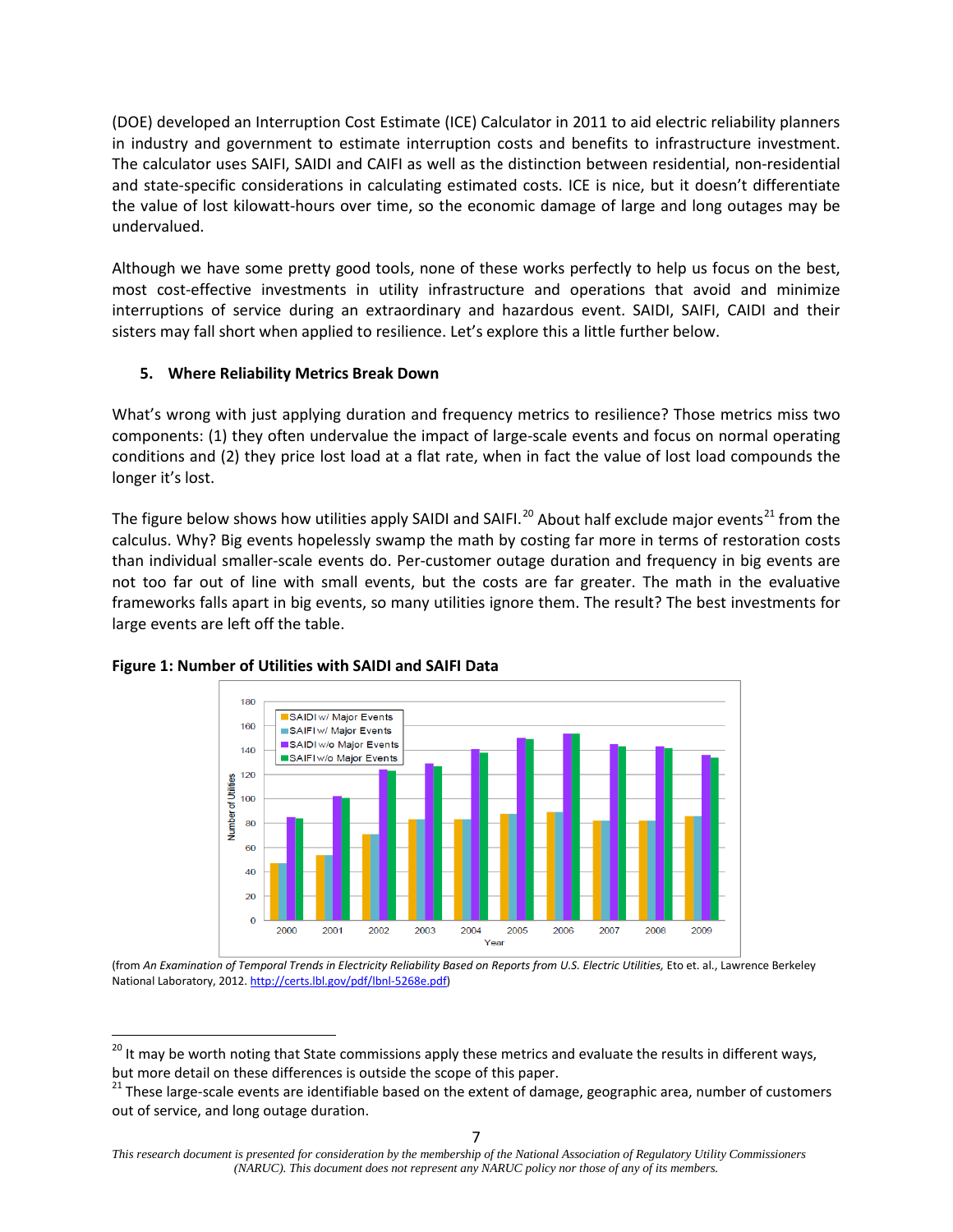(DOE) developed an Interruption Cost Estimate (ICE) Calculator in 2011 to aid electric reliability planners in industry and government to estimate interruption costs and benefits to infrastructure investment. The calculator uses SAIFI, SAIDI and CAIFI as well as the distinction between residential, non-residential and state-specific considerations in calculating estimated costs. ICE is nice, but it doesn't differentiate the value of lost kilowatt-hours over time, so the economic damage of large and long outages may be undervalued.

Although we have some pretty good tools, none of these works perfectly to help us focus on the best, most cost-effective investments in utility infrastructure and operations that avoid and minimize interruptions of service during an extraordinary and hazardous event. SAIDI, SAIFI, CAIDI and their sisters may fall short when applied to resilience. Let's explore this a little further below.

### 5. Where Reliability Metrics Break Down

What's wrong with just applying duration and frequency metrics to resilience? Those metrics miss two components: (1) they often undervalue the impact of large-scale events and focus on normal operating conditions and (2) they price lost load at a flat rate, when in fact the value of lost load compounds the longer it's lost.

The figure below shows how utilities apply SAIDI and SAIFI.[20] About half exclude major events[21] from the calculus. Why? Big events hopelessly swamp the math by costing far more in terms of restoration costs than individual smaller-scale events do. Per-customer outage duration and frequency in big events are not too far out of line with small events, but the costs are far greater. The math in the evaluative frameworks falls apart in big events, so many utilities ignore them. The result? The best investments for large events are left off the table.

**Figure 1: Number of Utilities with SAIDI and SAIFI Data**

(from *An Examination of Temporal Trends in Electricity Reliability Based on Reports from U.S. Electric Utilities,* Eto et. al., Lawrence Berkeley National Laboratory, 2012. http://certs.lbl.gov/pdf/lbnl-5268e.pdf)

---

[20] It may be worth noting that State commissions apply these metrics and evaluate the results in different ways, but more detail on these differences is outside the scope of this paper.

[21] These large-scale events are identifiable based on the extent of damage, geographic area, number of customers out of service, and long outage duration.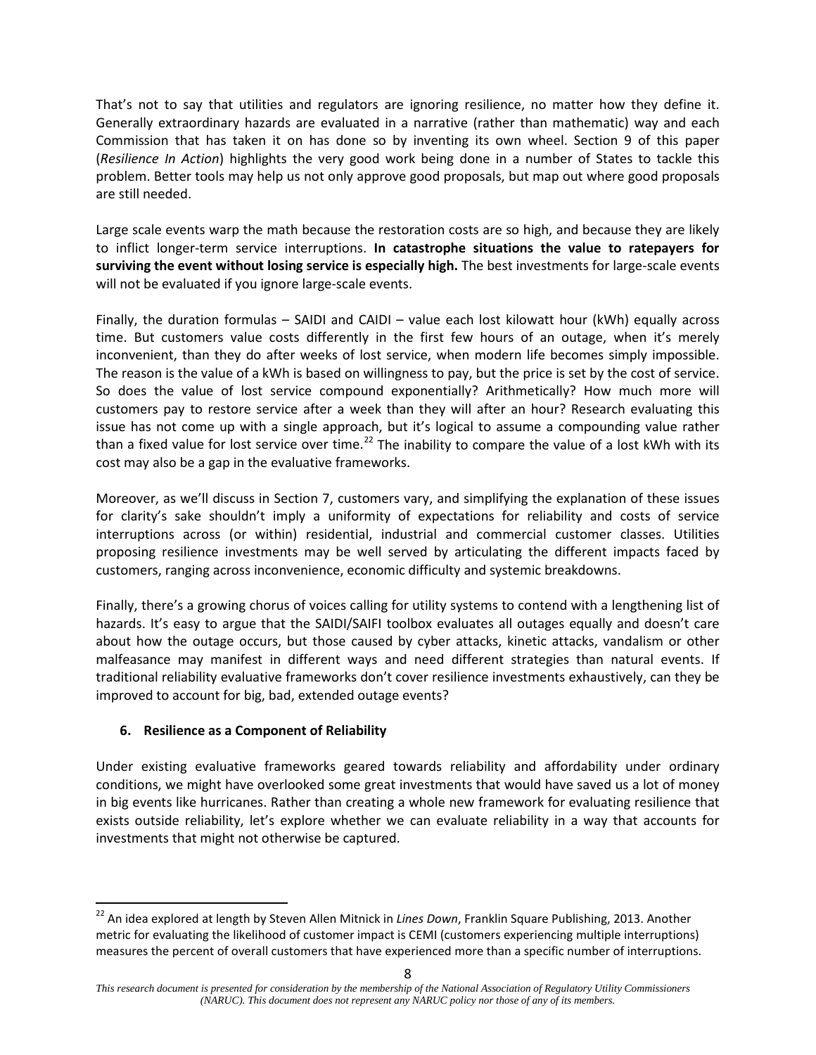That's not to say that utilities and regulators are ignoring resilience, no matter how they define it. Generally extraordinary hazards are evaluated in a narrative (rather than mathematic) way and each Commission that has taken it on has done so by inventing its own wheel. Section 9 of this paper (*Resilience In Action*) highlights the very good work being done in a number of States to tackle this problem. Better tools may help us not only approve good proposals, but map out where good proposals are still needed.

Large scale events warp the math because the restoration costs are so high, and because they are likely to inflict longer-term service interruptions. **In catastrophe situations the value to ratepayers for surviving the event without losing service is especially high.** The best investments for large-scale events will not be evaluated if you ignore large-scale events.

Finally, the duration formulas – SAIDI and CAIDI – value each lost kilowatt hour (kWh) equally across time. But customers value costs differently in the first few hours of an outage, when it's merely inconvenient, than they do after weeks of lost service, when modern life becomes simply impossible. The reason is the value of a kWh is based on willingness to pay, but the price is set by the cost of service. So does the value of lost service compound exponentially? Arithmetically? How much more will customers pay to restore service after a week than they will after an hour? Research evaluating this issue has not come up with a single approach, but it's logical to assume a compounding value rather than a fixed value for lost service over time.[22] The inability to compare the value of a lost kWh with its cost may also be a gap in the evaluative frameworks.

Moreover, as we'll discuss in Section 7, customers vary, and simplifying the explanation of these issues for clarity's sake shouldn't imply a uniformity of expectations for reliability and costs of service interruptions across (or within) residential, industrial and commercial customer classes. Utilities proposing resilience investments may be well served by articulating the different impacts faced by customers, ranging across inconvenience, economic difficulty and systemic breakdowns.

Finally, there's a growing chorus of voices calling for utility systems to contend with a lengthening list of hazards. It's easy to argue that the SAIDI/SAIFI toolbox evaluates all outages equally and doesn't care about how the outage occurs, but those caused by cyber attacks, kinetic attacks, vandalism or other malfeasance may manifest in different ways and need different strategies than natural events. If traditional reliability evaluative frameworks don't cover resilience investments exhaustively, can they be improved to account for big, bad, extended outage events?

## 6. Resilience as a Component of Reliability

Under existing evaluative frameworks geared towards reliability and affordability under ordinary conditions, we might have overlooked some great investments that would have saved us a lot of money in big events like hurricanes. Rather than creating a whole new framework for evaluating resilience that exists outside reliability, let's explore whether we can evaluate reliability in a way that accounts for investments that might not otherwise be captured.

---

[22] An idea explored at length by Steven Allen Mitnick in *Lines Down*, Franklin Square Publishing, 2013. Another metric for evaluating the likelihood of customer impact is CEMI (customers experiencing multiple interruptions) measures the percent of overall customers that have experienced more than a specific number of interruptions.

*This research document is presented for consideration by the membership of the National Association of Regulatory Utility Commissioners (NARUC). This document does not represent any NARUC policy nor those of any of its members.*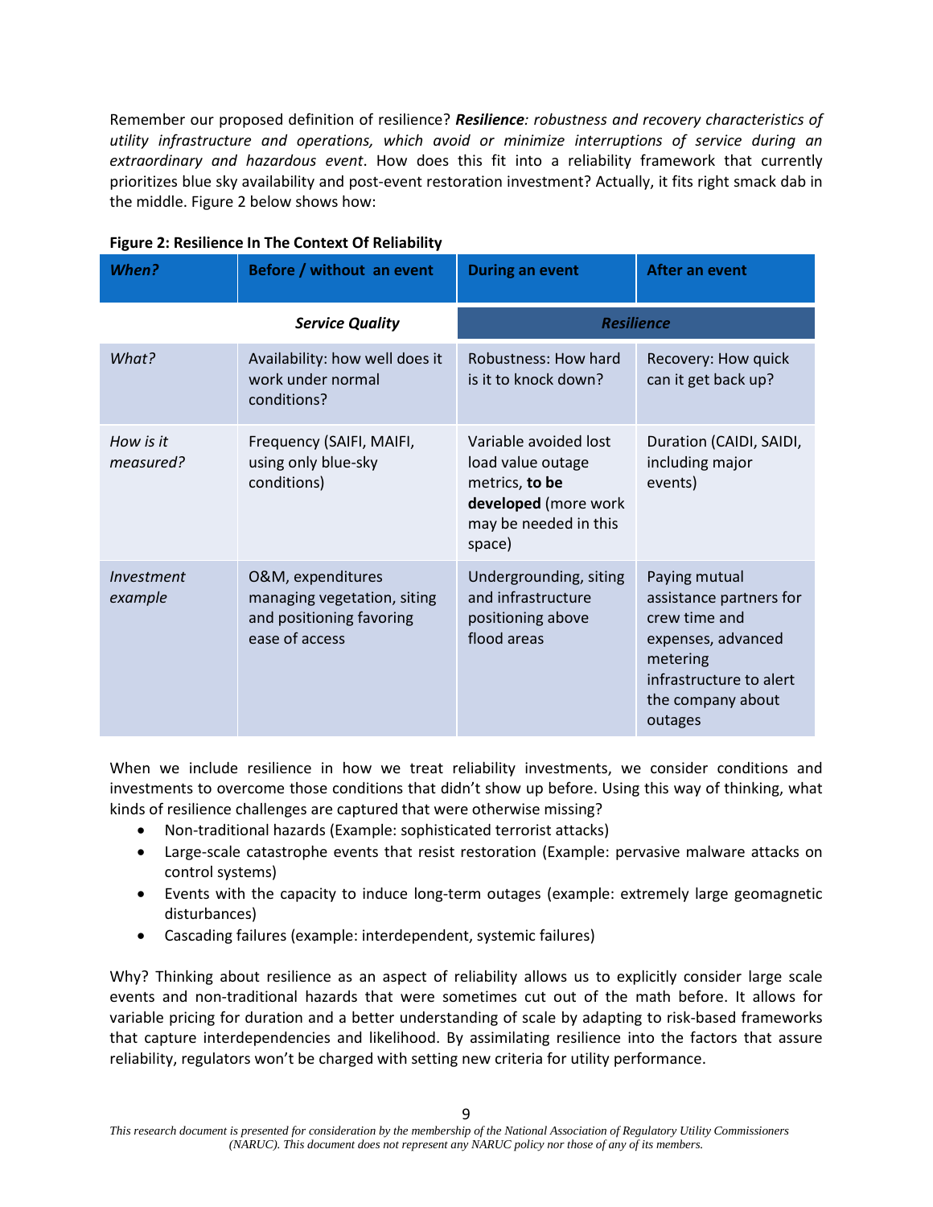Remember our proposed definition of resilience? ***Resilience**: robustness and recovery characteristics of utility infrastructure and operations, which avoid or minimize interruptions of service during an extraordinary and hazardous event*. How does this fit into a reliability framework that currently prioritizes blue sky availability and post-event restoration investment? Actually, it fits right smack dab in the middle. Figure 2 below shows how:

**Figure 2: Resilience In The Context Of Reliability**

| *When?* | Before / without an event | During an event | After an event |
|---|---|---|---|
| | ***Service Quality*** | ***Resilience*** | |
| *What?* | Availability: how well does it work under normal conditions? | Robustness: How hard is it to knock down? | Recovery: How quick can it get back up? |
| *How is it measured?* | Frequency (SAIFI, MAIFI, using only blue-sky conditions) | Variable avoided lost load value outage metrics, **to be developed** (more work may be needed in this space) | Duration (CAIDI, SAIDI, including major events) |
| *Investment example* | O&M, expenditures managing vegetation, siting and positioning favoring ease of access | Undergrounding, siting and infrastructure positioning above flood areas | Paying mutual assistance partners for crew time and expenses, advanced metering infrastructure to alert the company about outages |

When we include resilience in how we treat reliability investments, we consider conditions and investments to overcome those conditions that didn't show up before. Using this way of thinking, what kinds of resilience challenges are captured that were otherwise missing?

- Non-traditional hazards (Example: sophisticated terrorist attacks)
- Large-scale catastrophe events that resist restoration (Example: pervasive malware attacks on control systems)
- Events with the capacity to induce long-term outages (example: extremely large geomagnetic disturbances)
- Cascading failures (example: interdependent, systemic failures)

Why? Thinking about resilience as an aspect of reliability allows us to explicitly consider large scale events and non-traditional hazards that were sometimes cut out of the math before. It allows for variable pricing for duration and a better understanding of scale by adapting to risk-based frameworks that capture interdependencies and likelihood. By assimilating resilience into the factors that assure reliability, regulators won't be charged with setting new criteria for utility performance.

*This research document is presented for consideration by the membership of the National Association of Regulatory Utility Commissioners (NARUC). This document does not represent any NARUC policy nor those of any of its members.*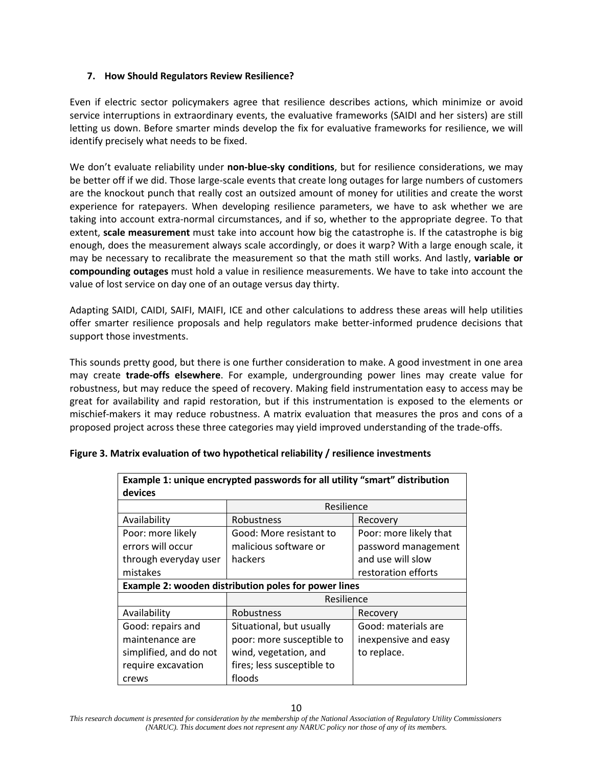### 7. How Should Regulators Review Resilience?

Even if electric sector policymakers agree that resilience describes actions, which minimize or avoid service interruptions in extraordinary events, the evaluative frameworks (SAIDI and her sisters) are still letting us down. Before smarter minds develop the fix for evaluative frameworks for resilience, we will identify precisely what needs to be fixed.

We don't evaluate reliability under **non-blue-sky conditions**, but for resilience considerations, we may be better off if we did. Those large-scale events that create long outages for large numbers of customers are the knockout punch that really cost an outsized amount of money for utilities and create the worst experience for ratepayers. When developing resilience parameters, we have to ask whether we are taking into account extra-normal circumstances, and if so, whether to the appropriate degree. To that extent, **scale measurement** must take into account how big the catastrophe is. If the catastrophe is big enough, does the measurement always scale accordingly, or does it warp? With a large enough scale, it may be necessary to recalibrate the measurement so that the math still works. And lastly, **variable or compounding outages** must hold a value in resilience measurements. We have to take into account the value of lost service on day one of an outage versus day thirty.

Adapting SAIDI, CAIDI, SAIFI, MAIFI, ICE and other calculations to address these areas will help utilities offer smarter resilience proposals and help regulators make better-informed prudence decisions that support those investments.

This sounds pretty good, but there is one further consideration to make. A good investment in one area may create **trade-offs elsewhere**. For example, undergrounding power lines may create value for robustness, but may reduce the speed of recovery. Making field instrumentation easy to access may be great for availability and rapid restoration, but if this instrumentation is exposed to the elements or mischief-makers it may reduce robustness. A matrix evaluation that measures the pros and cons of a proposed project across these three categories may yield improved understanding of the trade-offs.

**Figure 3. Matrix evaluation of two hypothetical reliability / resilience investments**

| **Example 1: unique encrypted passwords for all utility "smart" distribution devices** | | |
|---|---|---|
| | Resilience | |
| Availability | Robustness | Recovery |
| Poor: more likely errors will occur through everyday user mistakes | Good: More resistant to malicious software or hackers | Poor: more likely that password management and use will slow restoration efforts |
| **Example 2: wooden distribution poles for power lines** | | |
| | Resilience | |
| Availability | Robustness | Recovery |
| Good: repairs and maintenance are simplified, and do not require excavation crews | Situational, but usually poor: more susceptible to wind, vegetation, and fires; less susceptible to floods | Good: materials are inexpensive and easy to replace. |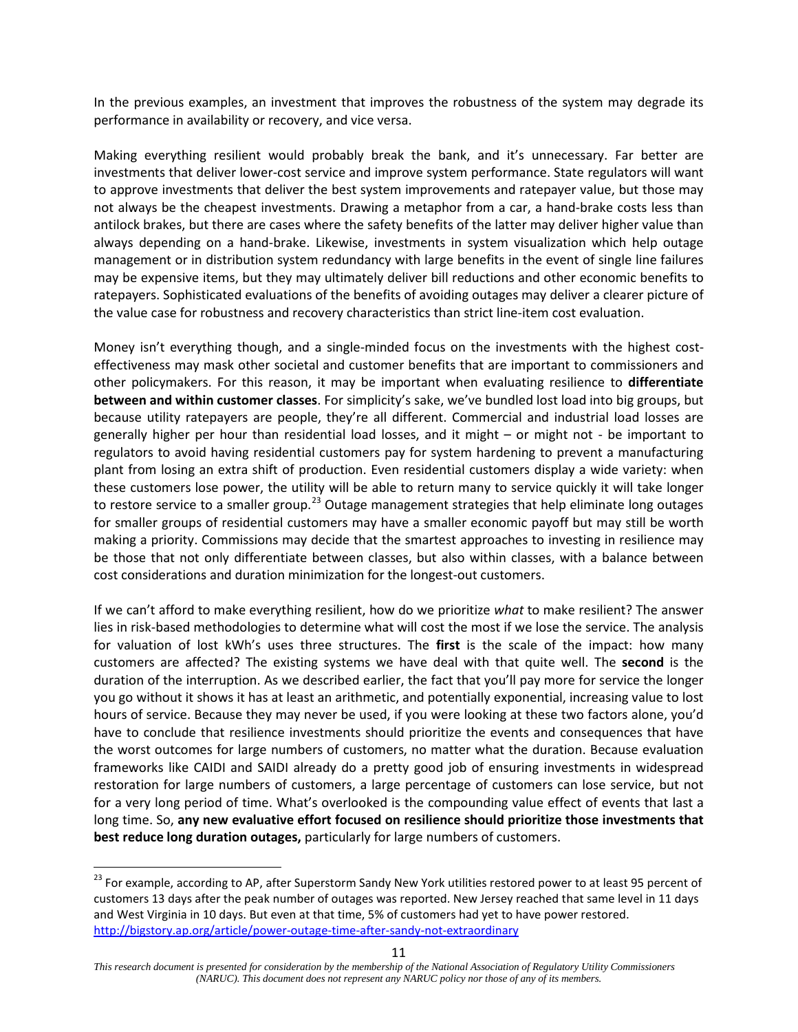In the previous examples, an investment that improves the robustness of the system may degrade its performance in availability or recovery, and vice versa.

Making everything resilient would probably break the bank, and it's unnecessary. Far better are investments that deliver lower-cost service and improve system performance. State regulators will want to approve investments that deliver the best system improvements and ratepayer value, but those may not always be the cheapest investments. Drawing a metaphor from a car, a hand-brake costs less than antilock brakes, but there are cases where the safety benefits of the latter may deliver higher value than always depending on a hand-brake. Likewise, investments in system visualization which help outage management or in distribution system redundancy with large benefits in the event of single line failures may be expensive items, but they may ultimately deliver bill reductions and other economic benefits to ratepayers. Sophisticated evaluations of the benefits of avoiding outages may deliver a clearer picture of the value case for robustness and recovery characteristics than strict line-item cost evaluation.

Money isn't everything though, and a single-minded focus on the investments with the highest cost-effectiveness may mask other societal and customer benefits that are important to commissioners and other policymakers. For this reason, it may be important when evaluating resilience to **differentiate between and within customer classes**. For simplicity's sake, we've bundled lost load into big groups, but because utility ratepayers are people, they're all different. Commercial and industrial load losses are generally higher per hour than residential load losses, and it might – or might not - be important to regulators to avoid having residential customers pay for system hardening to prevent a manufacturing plant from losing an extra shift of production. Even residential customers display a wide variety: when these customers lose power, the utility will be able to return many to service quickly it will take longer to restore service to a smaller group.[23] Outage management strategies that help eliminate long outages for smaller groups of residential customers may have a smaller economic payoff but may still be worth making a priority. Commissions may decide that the smartest approaches to investing in resilience may be those that not only differentiate between classes, but also within classes, with a balance between cost considerations and duration minimization for the longest-out customers.

If we can't afford to make everything resilient, how do we prioritize *what* to make resilient? The answer lies in risk-based methodologies to determine what will cost the most if we lose the service. The analysis for valuation of lost kWh's uses three structures. The **first** is the scale of the impact: how many customers are affected? The existing systems we have deal with that quite well. The **second** is the duration of the interruption. As we described earlier, the fact that you'll pay more for service the longer you go without it shows it has at least an arithmetic, and potentially exponential, increasing value to lost hours of service. Because they may never be used, if you were looking at these two factors alone, you'd have to conclude that resilience investments should prioritize the events and consequences that have the worst outcomes for large numbers of customers, no matter what the duration. Because evaluation frameworks like CAIDI and SAIDI already do a pretty good job of ensuring investments in widespread restoration for large numbers of customers, a large percentage of customers can lose service, but not for a very long period of time. What's overlooked is the compounding value effect of events that last a long time. So, **any new evaluative effort focused on resilience should prioritize those investments that best reduce long duration outages,** particularly for large numbers of customers.

---

[23] For example, according to AP, after Superstorm Sandy New York utilities restored power to at least 95 percent of customers 13 days after the peak number of outages was reported. New Jersey reached that same level in 11 days and West Virginia in 10 days. But even at that time, 5% of customers had yet to have power restored. http://bigstory.ap.org/article/power-outage-time-after-sandy-not-extraordinary

*This research document is presented for consideration by the membership of the National Association of Regulatory Utility Commissioners (NARUC). This document does not represent any NARUC policy nor those of any of its members.*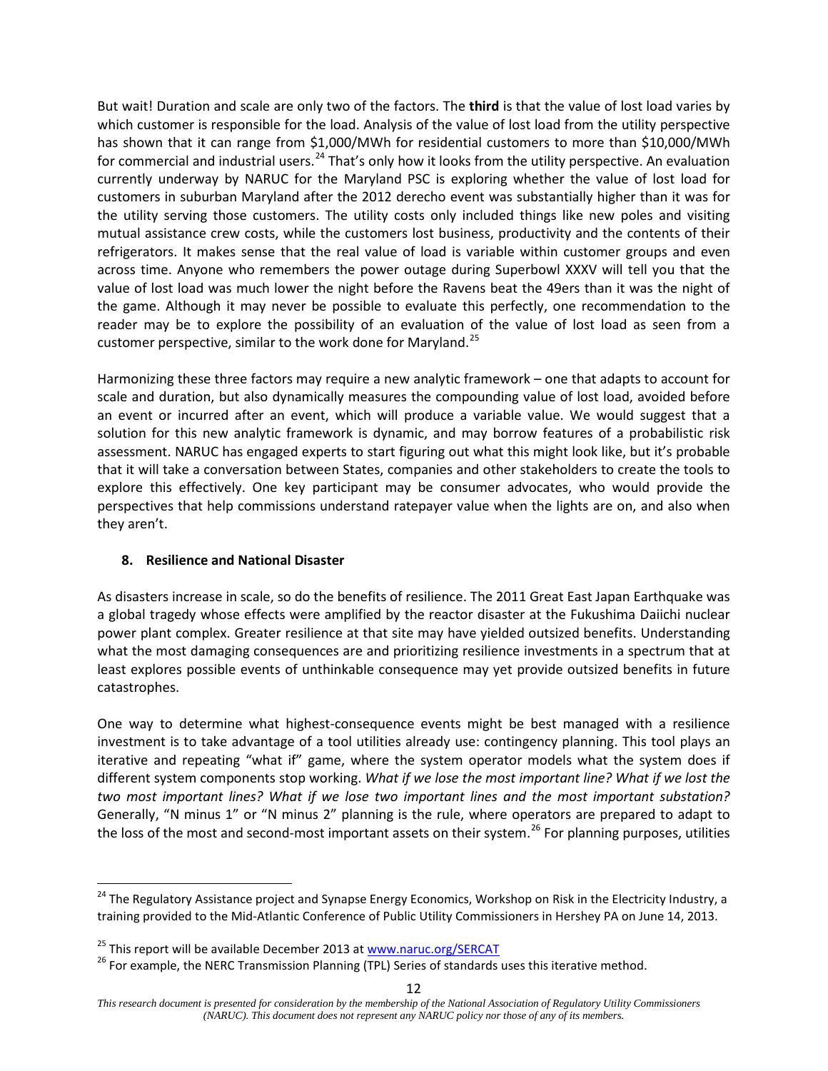But wait! Duration and scale are only two of the factors. The **third** is that the value of lost load varies by which customer is responsible for the load. Analysis of the value of lost load from the utility perspective has shown that it can range from $1,000/MWh for residential customers to more than $10,000/MWh for commercial and industrial users.[24] That's only how it looks from the utility perspective. An evaluation currently underway by NARUC for the Maryland PSC is exploring whether the value of lost load for customers in suburban Maryland after the 2012 derecho event was substantially higher than it was for the utility serving those customers. The utility costs only included things like new poles and visiting mutual assistance crew costs, while the customers lost business, productivity and the contents of their refrigerators. It makes sense that the real value of load is variable within customer groups and even across time. Anyone who remembers the power outage during Superbowl XXXV will tell you that the value of lost load was much lower the night before the Ravens beat the 49ers than it was the night of the game. Although it may never be possible to evaluate this perfectly, one recommendation to the reader may be to explore the possibility of an evaluation of the value of lost load as seen from a customer perspective, similar to the work done for Maryland.[25]

Harmonizing these three factors may require a new analytic framework – one that adapts to account for scale and duration, but also dynamically measures the compounding value of lost load, avoided before an event or incurred after an event, which will produce a variable value. We would suggest that a solution for this new analytic framework is dynamic, and may borrow features of a probabilistic risk assessment. NARUC has engaged experts to start figuring out what this might look like, but it's probable that it will take a conversation between States, companies and other stakeholders to create the tools to explore this effectively. One key participant may be consumer advocates, who would provide the perspectives that help commissions understand ratepayer value when the lights are on, and also when they aren't.

## 8. Resilience and National Disaster

As disasters increase in scale, so do the benefits of resilience. The 2011 Great East Japan Earthquake was a global tragedy whose effects were amplified by the reactor disaster at the Fukushima Daiichi nuclear power plant complex. Greater resilience at that site may have yielded outsized benefits. Understanding what the most damaging consequences are and prioritizing resilience investments in a spectrum that at least explores possible events of unthinkable consequence may yet provide outsized benefits in future catastrophes.

One way to determine what highest-consequence events might be best managed with a resilience investment is to take advantage of a tool utilities already use: contingency planning. This tool plays an iterative and repeating "what if" game, where the system operator models what the system does if different system components stop working. *What if we lose the most important line? What if we lost the two most important lines? What if we lose two important lines and the most important substation?* Generally, "N minus 1" or "N minus 2" planning is the rule, where operators are prepared to adapt to the loss of the most and second-most important assets on their system.[26] For planning purposes, utilities

---

[24] The Regulatory Assistance project and Synapse Energy Economics, Workshop on Risk in the Electricity Industry, a training provided to the Mid-Atlantic Conference of Public Utility Commissioners in Hershey PA on June 14, 2013.

[25] This report will be available December 2013 at www.naruc.org/SERCAT

[26] For example, the NERC Transmission Planning (TPL) Series of standards uses this iterative method.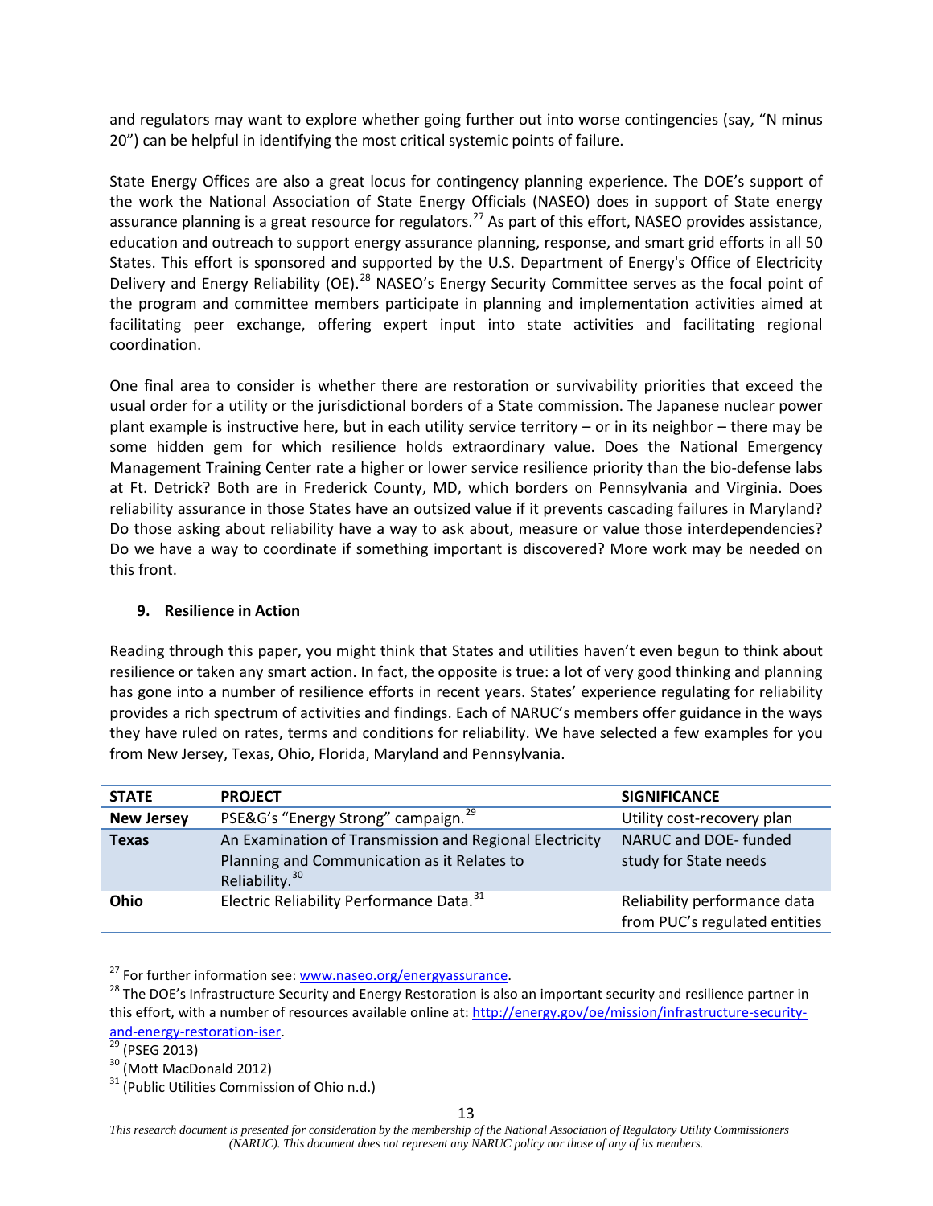and regulators may want to explore whether going further out into worse contingencies (say, "N minus 20") can be helpful in identifying the most critical systemic points of failure.

State Energy Offices are also a great locus for contingency planning experience. The DOE's support of the work the National Association of State Energy Officials (NASEO) does in support of State energy assurance planning is a great resource for regulators.[27] As part of this effort, NASEO provides assistance, education and outreach to support energy assurance planning, response, and smart grid efforts in all 50 States. This effort is sponsored and supported by the U.S. Department of Energy's Office of Electricity Delivery and Energy Reliability (OE).[28] NASEO's Energy Security Committee serves as the focal point of the program and committee members participate in planning and implementation activities aimed at facilitating peer exchange, offering expert input into state activities and facilitating regional coordination.

One final area to consider is whether there are restoration or survivability priorities that exceed the usual order for a utility or the jurisdictional borders of a State commission. The Japanese nuclear power plant example is instructive here, but in each utility service territory – or in its neighbor – there may be some hidden gem for which resilience holds extraordinary value. Does the National Emergency Management Training Center rate a higher or lower service resilience priority than the bio-defense labs at Ft. Detrick? Both are in Frederick County, MD, which borders on Pennsylvania and Virginia. Does reliability assurance in those States have an outsized value if it prevents cascading failures in Maryland? Do those asking about reliability have a way to ask about, measure or value those interdependencies? Do we have a way to coordinate if something important is discovered? More work may be needed on this front.

## 9. Resilience in Action

Reading through this paper, you might think that States and utilities haven't even begun to think about resilience or taken any smart action. In fact, the opposite is true: a lot of very good thinking and planning has gone into a number of resilience efforts in recent years. States' experience regulating for reliability provides a rich spectrum of activities and findings. Each of NARUC's members offer guidance in the ways they have ruled on rates, terms and conditions for reliability. We have selected a few examples for you from New Jersey, Texas, Ohio, Florida, Maryland and Pennsylvania.

| STATE | PROJECT | SIGNIFICANCE |
|---|---|---|
| **New Jersey** | PSE&G's "Energy Strong" campaign.[29] | Utility cost-recovery plan |
| **Texas** | An Examination of Transmission and Regional Electricity Planning and Communication as it Relates to Reliability.[30] | NARUC and DOE- funded study for State needs |
| **Ohio** | Electric Reliability Performance Data.[31] | Reliability performance data from PUC's regulated entities |

[27] For further information see: www.naseo.org/energyassurance.

[28] The DOE's Infrastructure Security and Energy Restoration is also an important security and resilience partner in this effort, with a number of resources available online at: http://energy.gov/oe/mission/infrastructure-security-and-energy-restoration-iser.

[29] (PSEG 2013)

[30] (Mott MacDonald 2012)

[31] (Public Utilities Commission of Ohio n.d.)

*This research document is presented for consideration by the membership of the National Association of Regulatory Utility Commissioners (NARUC). This document does not represent any NARUC policy nor those of any of its members.*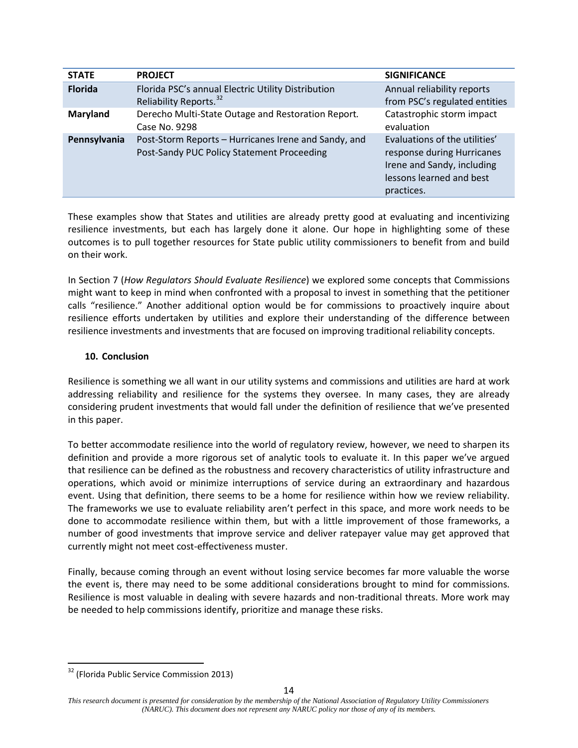| STATE | PROJECT | SIGNIFICANCE |
|---|---|---|
| **Florida** | Florida PSC's annual Electric Utility Distribution Reliability Reports.[32] | Annual reliability reports from PSC's regulated entities |
| **Maryland** | Derecho Multi-State Outage and Restoration Report. Case No. 9298 | Catastrophic storm impact evaluation |
| **Pennsylvania** | Post-Storm Reports – Hurricanes Irene and Sandy, and Post-Sandy PUC Policy Statement Proceeding | Evaluations of the utilities' response during Hurricanes Irene and Sandy, including lessons learned and best practices. |

These examples show that States and utilities are already pretty good at evaluating and incentivizing resilience investments, but each has largely done it alone. Our hope in highlighting some of these outcomes is to pull together resources for State public utility commissioners to benefit from and build on their work.

In Section 7 (*How Regulators Should Evaluate Resilience*) we explored some concepts that Commissions might want to keep in mind when confronted with a proposal to invest in something that the petitioner calls "resilience." Another additional option would be for commissions to proactively inquire about resilience efforts undertaken by utilities and explore their understanding of the difference between resilience investments and investments that are focused on improving traditional reliability concepts.

## 10. Conclusion

Resilience is something we all want in our utility systems and commissions and utilities are hard at work addressing reliability and resilience for the systems they oversee. In many cases, they are already considering prudent investments that would fall under the definition of resilience that we've presented in this paper.

To better accommodate resilience into the world of regulatory review, however, we need to sharpen its definition and provide a more rigorous set of analytic tools to evaluate it. In this paper we've argued that resilience can be defined as the robustness and recovery characteristics of utility infrastructure and operations, which avoid or minimize interruptions of service during an extraordinary and hazardous event. Using that definition, there seems to be a home for resilience within how we review reliability. The frameworks we use to evaluate reliability aren't perfect in this space, and more work needs to be done to accommodate resilience within them, but with a little improvement of those frameworks, a number of good investments that improve service and deliver ratepayer value may get approved that currently might not meet cost-effectiveness muster.

Finally, because coming through an event without losing service becomes far more valuable the worse the event is, there may need to be some additional considerations brought to mind for commissions. Resilience is most valuable in dealing with severe hazards and non-traditional threats. More work may be needed to help commissions identify, prioritize and manage these risks.

---

[32] (Florida Public Service Commission 2013)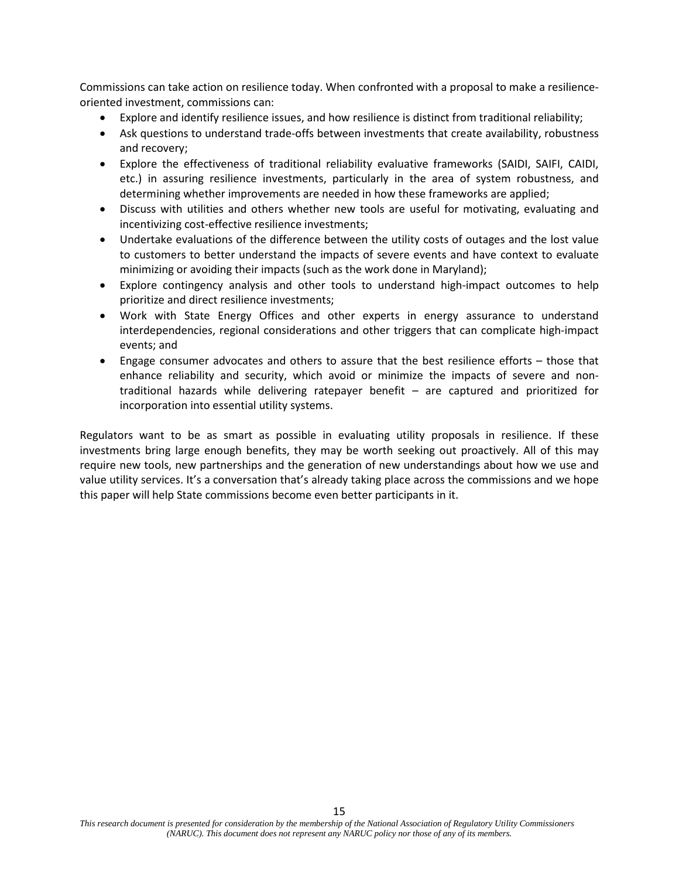Commissions can take action on resilience today. When confronted with a proposal to make a resilience-oriented investment, commissions can:

- Explore and identify resilience issues, and how resilience is distinct from traditional reliability;
- Ask questions to understand trade-offs between investments that create availability, robustness and recovery;
- Explore the effectiveness of traditional reliability evaluative frameworks (SAIDI, SAIFI, CAIDI, etc.) in assuring resilience investments, particularly in the area of system robustness, and determining whether improvements are needed in how these frameworks are applied;
- Discuss with utilities and others whether new tools are useful for motivating, evaluating and incentivizing cost-effective resilience investments;
- Undertake evaluations of the difference between the utility costs of outages and the lost value to customers to better understand the impacts of severe events and have context to evaluate minimizing or avoiding their impacts (such as the work done in Maryland);
- Explore contingency analysis and other tools to understand high-impact outcomes to help prioritize and direct resilience investments;
- Work with State Energy Offices and other experts in energy assurance to understand interdependencies, regional considerations and other triggers that can complicate high-impact events; and
- Engage consumer advocates and others to assure that the best resilience efforts – those that enhance reliability and security, which avoid or minimize the impacts of severe and non-traditional hazards while delivering ratepayer benefit – are captured and prioritized for incorporation into essential utility systems.

Regulators want to be as smart as possible in evaluating utility proposals in resilience. If these investments bring large enough benefits, they may be worth seeking out proactively. All of this may require new tools, new partnerships and the generation of new understandings about how we use and value utility services. It's a conversation that's already taking place across the commissions and we hope this paper will help State commissions become even better participants in it.